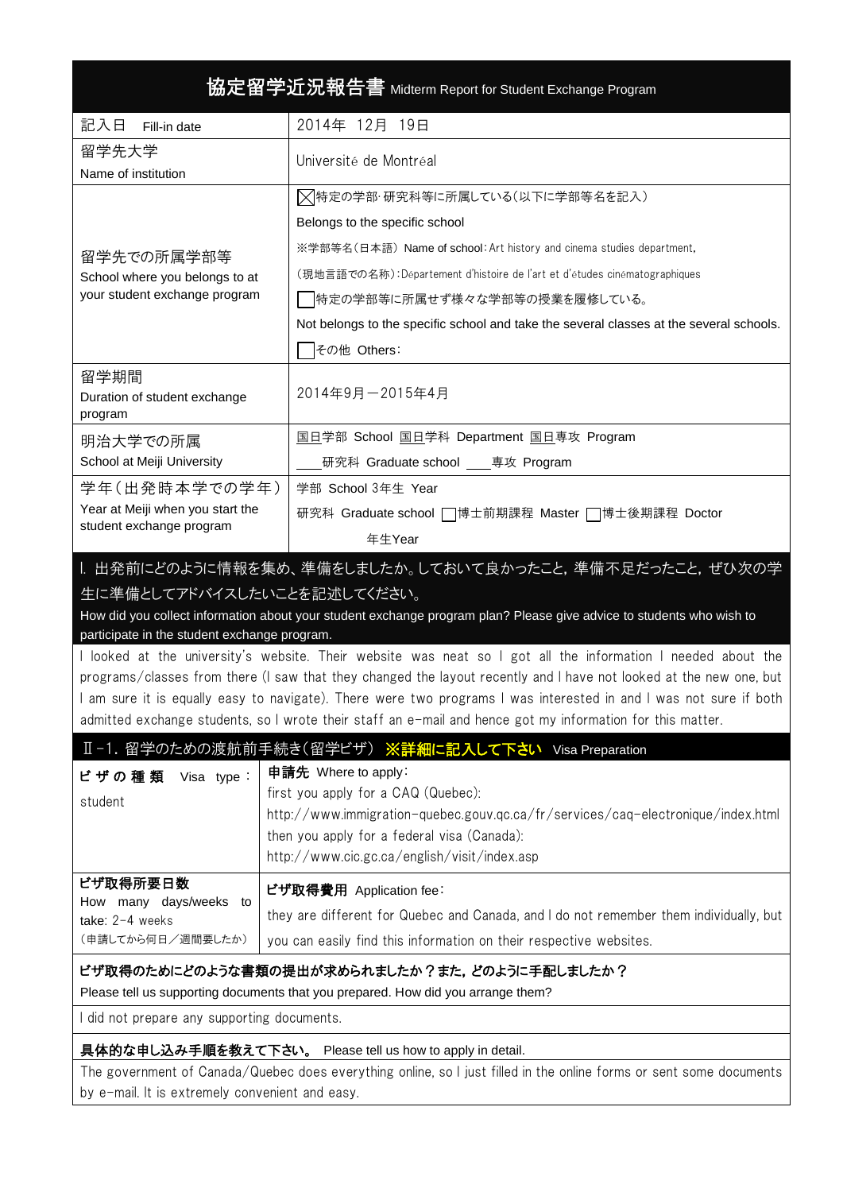# 協定留学近況報告書 Midterm Report for Student Exchange Program

| | |
|---|---|
| 記入日 Fill-in date | 2014年 12月 19日 |
| 留学先大学 Name of institution | Université de Montréal |
| 留学先での所属学部等 School where you belongs to at your student exchange program | ☒特定の学部･研究科等に所属している（以下に学部等名を記入） Belongs to the specific school<br>※学部等名（日本語） Name of school：Art history and cinema studies department,<br>（現地言語での名称）：Département d'histoire de l'art et d'études cinématographiques<br>☐特定の学部等に所属せず様々な学部等の授業を履修している。 Not belongs to the specific school and take the several classes at the several schools.<br>☐その他 Others： |
| 留学期間 Duration of student exchange program | 2014年9月－2015年4月 |
| 明治大学での所属 School at Meiji University | 国日学部 School 国日学科 Department 国日専攻 Program<br>＿＿研究科 Graduate school ＿＿専攻 Program |
| 学年（出発時本学での学年） Year at Meiji when you start the student exchange program | 学部 School 3年生 Year<br>研究科 Graduate school ☐博士前期課程 Master ☐博士後期課程 Doctor<br>年生Year |

## Ⅰ. 出発前にどのように情報を集め、準備をしましたか。しておいて良かったこと，準備不足だったこと，ぜひ次の学生に準備としてアドバイスしたいことを記述してください。

How did you collect information about your student exchange program plan? Please give advice to students who wish to participate in the student exchange program.

I looked at the university's website. Their website was neat so I got all the information I needed about the programs/classes from there (I saw that they changed the layout recently and I have not looked at the new one, but I am sure it is equally easy to navigate). There were two programs I was interested in and I was not sure if both admitted exchange students, so I wrote their staff an e-mail and hence got my information for this matter.

## Ⅱ-1. 留学のための渡航前手続き（留学ビザ） ※詳細に記入して下さい Visa Preparation

| | |
|---|---|
| **ビザの種類** Visa type：<br>student | **申請先** Where to apply：<br>first you apply for a CAQ (Quebec):<br>http://www.immigration-quebec.gouv.qc.ca/fr/services/caq-electronique/index.html<br>then you apply for a federal visa (Canada):<br>http://www.cic.gc.ca/english/visit/index.asp |
| **ビザ取得所要日数** How many days/weeks to take: 2-4 weeks<br>（申請してから何日／週間要したか） | **ビザ取得費用** Application fee：<br>they are different for Quebec and Canada, and I do not remember them individually, but you can easily find this information on their respective websites. |

**ビザ取得のためにどのような書類の提出が求められましたか？また，どのように手配しましたか？**
Please tell us supporting documents that you prepared. How did you arrange them?

I did not prepare any supporting documents.

**具体的な申し込み手順を教えて下さい。** Please tell us how to apply in detail.

The government of Canada/Quebec does everything online, so I just filled in the online forms or sent some documents by e-mail. It is extremely convenient and easy.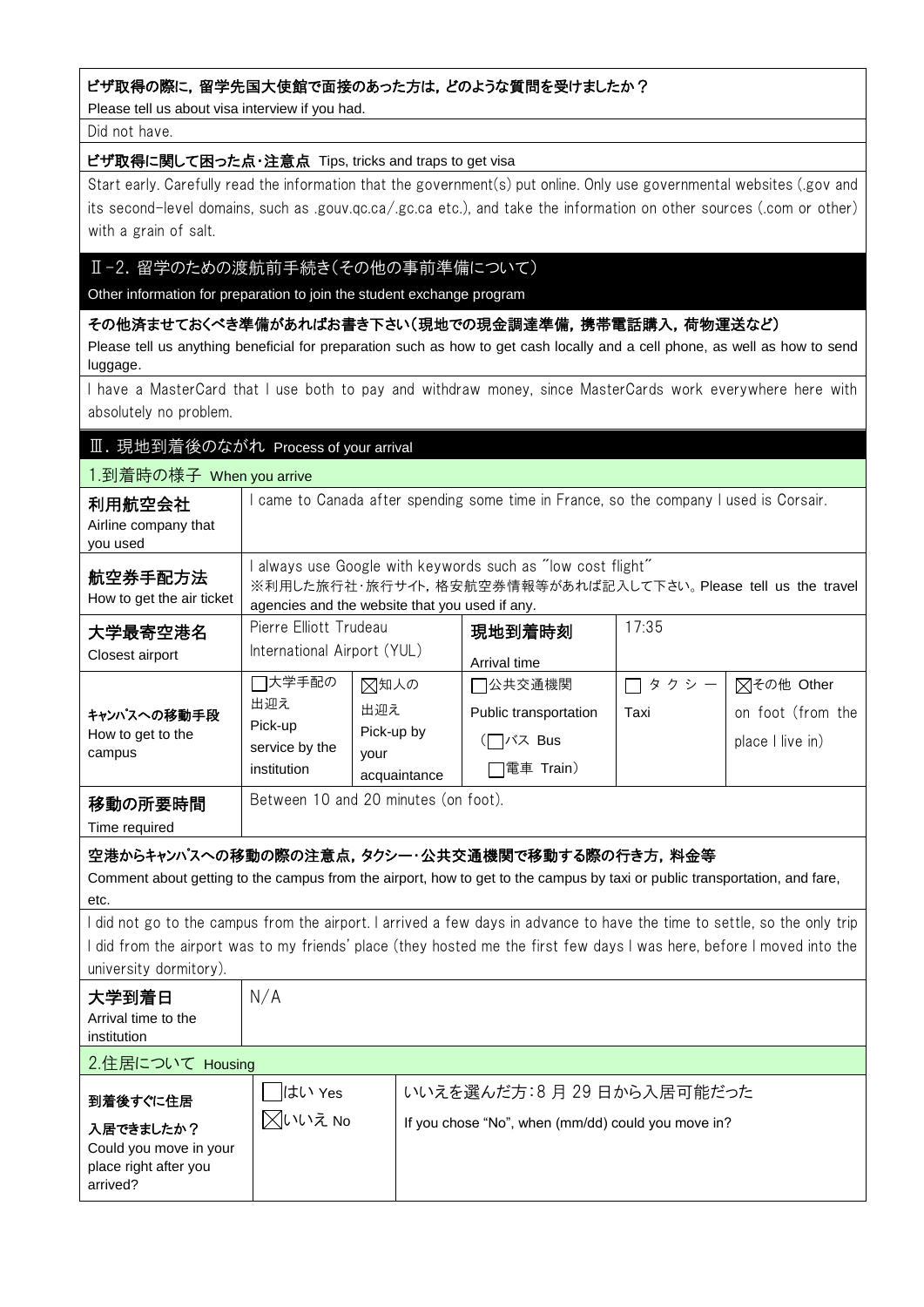| ビザ取得の際に，留学先国大使館で面接のあった方は，どのような質問を受けましたか？<br>Please tell us about visa interview if you had. |
|---|
| Did not have. |
| **ビザ取得に関して困った点・注意点** Tips, tricks and traps to get visa |
| Start early. Carefully read the information that the government(s) put online. Only use governmental websites (.gov and its second-level domains, such as .gouv.qc.ca/.gc.ca etc.), and take the information on other sources (.com or other) with a grain of salt. |

## Ⅱ-2. 留学のための渡航前手続き(その他の事前準備について)

Other information for preparation to join the student exchange program

| **その他済ませておくべき準備があればお書き下さい(現地での現金調達準備，携帯電話購入，荷物運送など)**<br>Please tell us anything beneficial for preparation such as how to get cash locally and a cell phone, as well as how to send luggage. |
|---|
| I have a MasterCard that I use both to pay and withdraw money, since MasterCards work everywhere here with absolutely no problem. |

## Ⅲ. 現地到着後のながれ Process of your arrival

### 1.到着時の様子 When you arrive

| 項目 | | | | | |
|---|---|---|---|---|---|
| **利用航空会社**<br>Airline company that you used | I came to Canada after spending some time in France, so the company I used is Corsair. | | | | |
| **航空券手配方法**<br>How to get the air ticket | I always use Google with keywords such as "low cost flight"<br>※利用した旅行社・旅行サイト，格安航空券情報等があれば記入して下さい。Please tell us the travel agencies and the website that you used if any. | | | | |
| **大学最寄空港名**<br>Closest airport | Pierre Elliott Trudeau International Airport (YUL) | | **現地到着時刻**<br>Arrival time | 17:35 | |
| **キャンパスへの移動手段**<br>How to get to the campus | ☐大学手配の出迎え Pick-up service by the institution | ☒知人の出迎え Pick-up by your acquaintance | ☐公共交通機関 Public transportation (☐バス Bus ☐電車 Train) | ☐タクシー Taxi | ☒その他 Other on foot (from the place I live in) |
| **移動の所要時間**<br>Time required | Between 10 and 20 minutes (on foot). | | | | |

| **空港からキャンパスへの移動の際の注意点，タクシー・公共交通機関で移動する際の行き方，料金等**<br>Comment about getting to the campus from the airport, how to get to the campus by taxi or public transportation, and fare, etc. |
|---|
| I did not go to the campus from the airport. I arrived a few days in advance to have the time to settle, so the only trip I did from the airport was to my friends' place (they hosted me the first few days I was here, before I moved into the university dormitory). |

| **大学到着日**<br>Arrival time to the institution | N/A |
|---|---|

### 2.住居について Housing

| **到着後すぐに住居入居できましたか？**<br>Could you move in your place right after you arrived? | ☐はい Yes<br>☒いいえ No | いいえを選んだ方：8 月 29 日から入居可能だった<br>If you chose "No", when (mm/dd) could you move in? |
|---|---|---|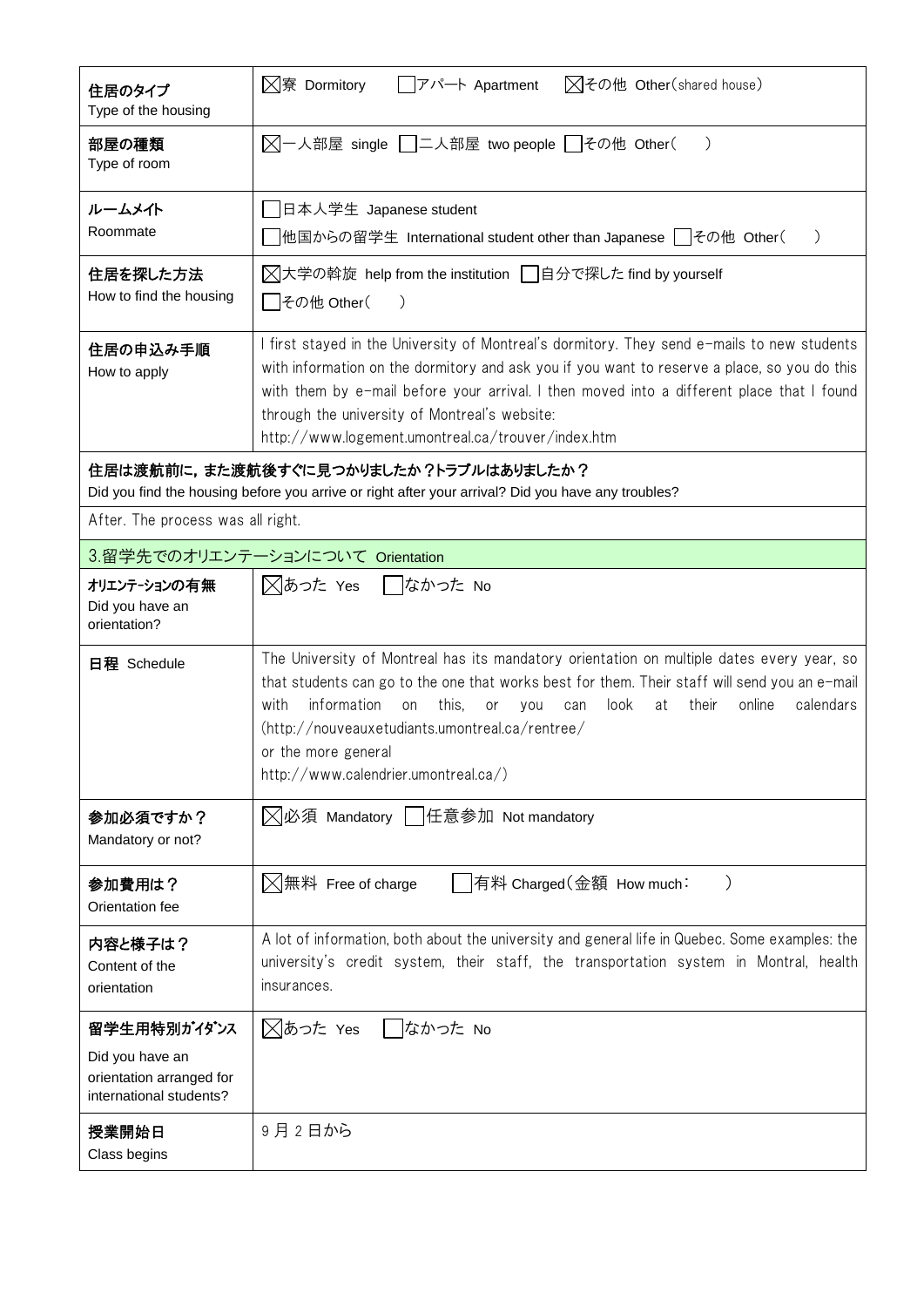| | |
|---|---|
| **住居のタイプ**<br>Type of the housing | ☒寮 Dormitory ☐アパート Apartment ☒その他 Other(shared house) |
| **部屋の種類**<br>Type of room | ☒一人部屋 single ☐二人部屋 two people ☐その他 Other( ) |
| **ルームメイト**<br>Roommate | ☐日本人学生 Japanese student<br>☐他国からの留学生 International student other than Japanese ☐その他 Other( ) |
| **住居を探した方法**<br>How to find the housing | ☒大学の斡旋 help from the institution ☐自分で探した find by yourself<br>☐その他 Other( ) |
| **住居の申込み手順**<br>How to apply | I first stayed in the University of Montreal's dormitory. They send e-mails to new students with information on the dormitory and ask you if you want to reserve a place, so you do this with them by e-mail before your arrival. I then moved into a different place that I found through the university of Montreal's website:<br>http://www.logement.umontreal.ca/trouver/index.htm |
| **住居は渡航前に，また渡航後すぐに見つかりましたか？トラブルはありましたか？**<br>Did you find the housing before you arrive or right after your arrival? Did you have any troubles? | |
| After. The process was all right. | |
| 3.留学先でのオリエンテーションについて Orientation | |
| **オリエンテーションの有無**<br>Did you have an orientation? | ☒あった Yes ☐なかった No |
| **日程** Schedule | The University of Montreal has its mandatory orientation on multiple dates every year, so that students can go to the one that works best for them. Their staff will send you an e-mail with information on this, or you can look at their online calendars (http://nouveauxetudiants.umontreal.ca/rentree/<br>or the more general<br>http://www.calendrier.umontreal.ca/) |
| **参加必須ですか？**<br>Mandatory or not? | ☒必須 Mandatory ☐任意参加 Not mandatory |
| **参加費用は？**<br>Orientation fee | ☒無料 Free of charge ☐有料 Charged(金額 How much: ) |
| **内容と様子は？**<br>Content of the orientation | A lot of information, both about the university and general life in Quebec. Some examples: the university's credit system, their staff, the transportation system in Montral, health insurances. |
| **留学生用特別ｶﾞｲﾀﾞﾝｽ**<br>Did you have an orientation arranged for international students? | ☒あった Yes ☐なかった No |
| **授業開始日**<br>Class begins | 9 月 2 日から |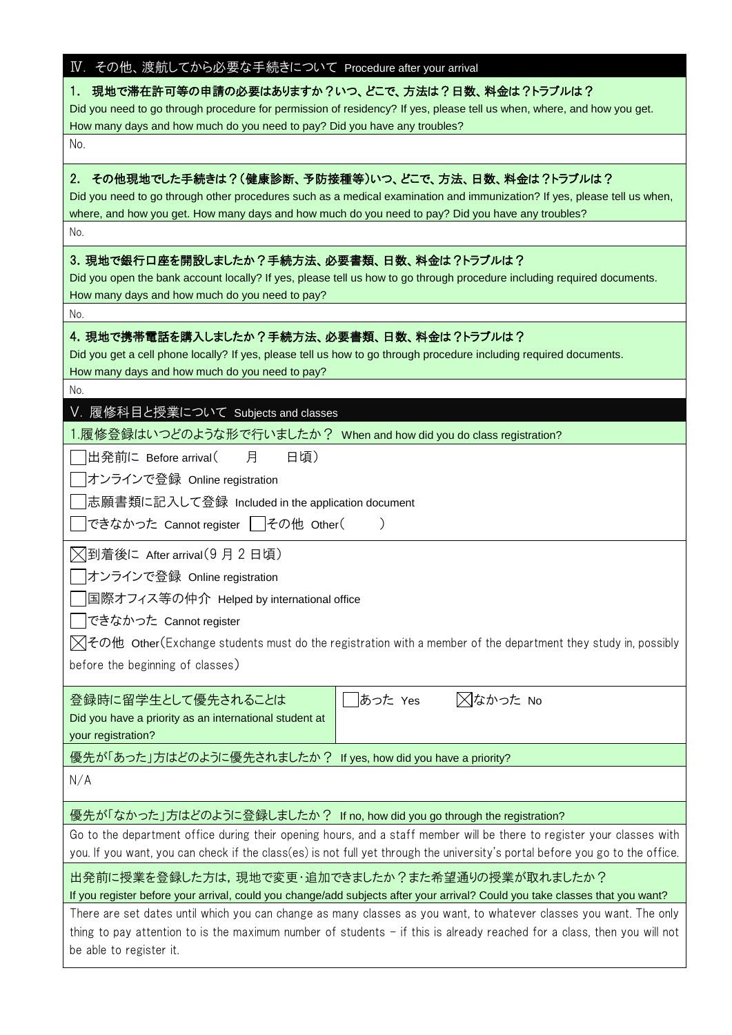## Ⅳ. その他、渡航してから必要な手続きについて Procedure after your arrival

**1. 現地で滞在許可等の申請の必要はありますか？いつ、どこで、方法は？日数、料金は？トラブルは？**
Did you need to go through procedure for permission of residency? If yes, please tell us when, where, and how you get. How many days and how much do you need to pay? Did you have any troubles?

No.

**2. その他現地でした手続きは？(健康診断、予防接種等)いつ、どこで、方法、日数、料金は？トラブルは？**
Did you need to go through other procedures such as a medical examination and immunization? If yes, please tell us when, where, and how you get. How many days and how much do you need to pay? Did you have any troubles?

No.

**3. 現地で銀行口座を開設しましたか？手続方法、必要書類、日数、料金は？トラブルは？**
Did you open the bank account locally? If yes, please tell us how to go through procedure including required documents. How many days and how much do you need to pay?

No.

**4. 現地で携帯電話を購入しましたか？手続方法、必要書類、日数、料金は？トラブルは？**
Did you get a cell phone locally? If yes, please tell us how to go through procedure including required documents. How many days and how much do you need to pay?

No.

## V. 履修科目と授業について Subjects and classes

1.履修登録はいつどのような形で行いましたか？ When and how did you do class registration?

- ☐ 出発前に Before arrival(　　月　　日頃)
- ☐ オンラインで登録 Online registration
- ☐ 志願書類に記入して登録 Included in the application document
- ☐ できなかった Cannot register ☐ その他 Other(　　)

- ☒ 到着後に After arrival(9 月 2 日頃)
- ☐ オンラインで登録 Online registration
- ☐ 国際オフィス等の仲介 Helped by international office
- ☐ できなかった Cannot register
- ☒ その他 Other(Exchange students must do the registration with a member of the department they study in, possibly before the beginning of classes)

| 登録時に留学生として優先されることは Did you have a priority as an international student at your registration? | ☐ あった Yes　☒ なかった No |
|---|---|

優先が「あった」方はどのように優先されましたか？ If yes, how did you have a priority?

N/A

優先が「なかった」方はどのように登録しましたか？ If no, how did you go through the registration?

Go to the department office during their opening hours, and a staff member will be there to register your classes with you. If you want, you can check if the class(es) is not full yet through the university's portal before you go to the office.

出発前に授業を登録した方は，現地で変更･追加できましたか？また希望通りの授業が取れましたか？
If you register before your arrival, could you change/add subjects after your arrival? Could you take classes that you want?

There are set dates until which you can change as many classes as you want, to whatever classes you want. The only thing to pay attention to is the maximum number of students – if this is already reached for a class, then you will not be able to register it.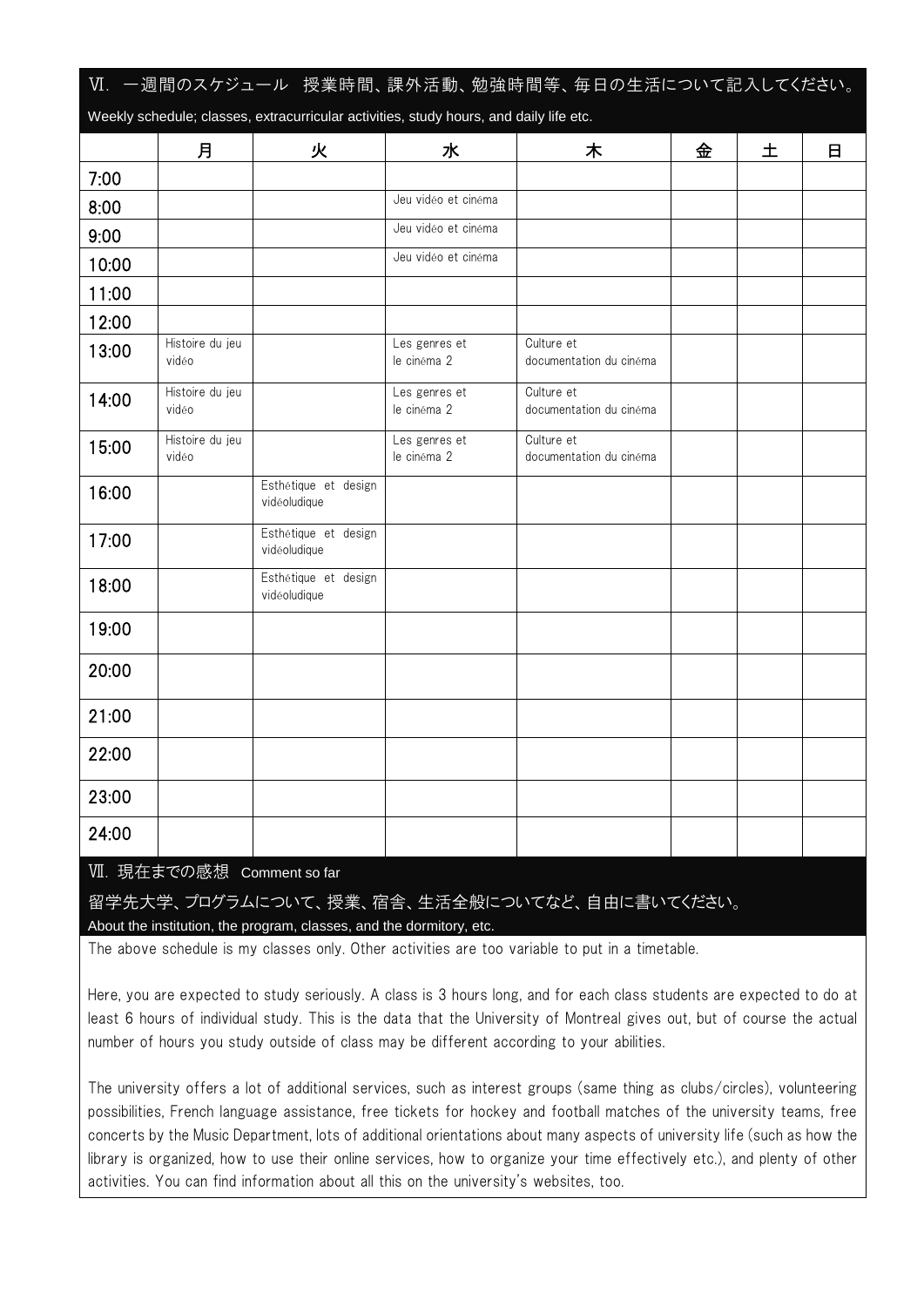## Ⅵ. 一週間のスケジュール 授業時間、課外活動、勉強時間等、毎日の生活について記入してください。

Weekly schedule; classes, extracurricular activities, study hours, and daily life etc.

| | 月 | 火 | 水 | 木 | 金 | 土 | 日 |
|---|---|---|---|---|---|---|---|
| 7:00 | | | | | | | |
| 8:00 | | | Jeu vidéo et cinéma | | | | |
| 9:00 | | | Jeu vidéo et cinéma | | | | |
| 10:00 | | | Jeu vidéo et cinéma | | | | |
| 11:00 | | | | | | | |
| 12:00 | | | | | | | |
| 13:00 | Histoire du jeu vidéo | | Les genres et le cinéma 2 | Culture et documentation du cinéma | | | |
| 14:00 | Histoire du jeu vidéo | | Les genres et le cinéma 2 | Culture et documentation du cinéma | | | |
| 15:00 | Histoire du jeu vidéo | | Les genres et le cinéma 2 | Culture et documentation du cinéma | | | |
| 16:00 | | Esthétique et design vidéoludique | | | | | |
| 17:00 | | Esthétique et design vidéoludique | | | | | |
| 18:00 | | Esthétique et design vidéoludique | | | | | |
| 19:00 | | | | | | | |
| 20:00 | | | | | | | |
| 21:00 | | | | | | | |
| 22:00 | | | | | | | |
| 23:00 | | | | | | | |
| 24:00 | | | | | | | |

## Ⅶ. 現在までの感想 Comment so far

留学先大学、プログラムについて、授業、宿舎、生活全般についてなど、自由に書いてください。

About the institution, the program, classes, and the dormitory, etc.

The above schedule is my classes only. Other activities are too variable to put in a timetable.

Here, you are expected to study seriously. A class is 3 hours long, and for each class students are expected to do at least 6 hours of individual study. This is the data that the University of Montreal gives out, but of course the actual number of hours you study outside of class may be different according to your abilities.

The university offers a lot of additional services, such as interest groups (same thing as clubs/circles), volunteering possibilities, French language assistance, free tickets for hockey and football matches of the university teams, free concerts by the Music Department, lots of additional orientations about many aspects of university life (such as how the library is organized, how to use their online services, how to organize your time effectively etc.), and plenty of other activities. You can find information about all this on the university's websites, too.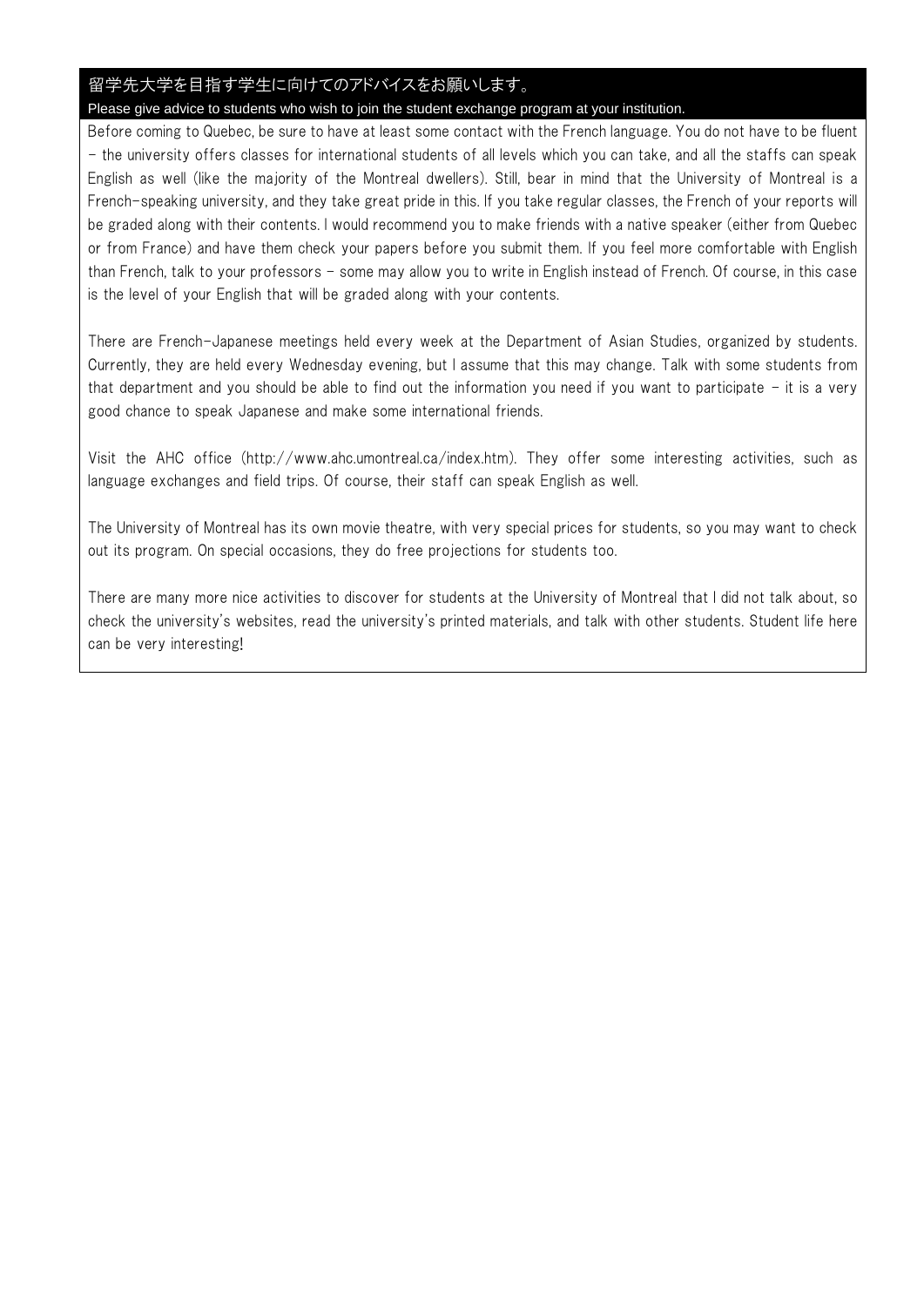**留学先大学を目指す学生に向けてのアドバイスをお願いします。**
**Please give advice to students who wish to join the student exchange program at your institution.**

Before coming to Quebec, be sure to have at least some contact with the French language. You do not have to be fluent - the university offers classes for international students of all levels which you can take, and all the staffs can speak English as well (like the majority of the Montreal dwellers). Still, bear in mind that the University of Montreal is a French-speaking university, and they take great pride in this. If you take regular classes, the French of your reports will be graded along with their contents. I would recommend you to make friends with a native speaker (either from Quebec or from France) and have them check your papers before you submit them. If you feel more comfortable with English than French, talk to your professors - some may allow you to write in English instead of French. Of course, in this case is the level of your English that will be graded along with your contents.

There are French-Japanese meetings held every week at the Department of Asian Studies, organized by students. Currently, they are held every Wednesday evening, but I assume that this may change. Talk with some students from that department and you should be able to find out the information you need if you want to participate - it is a very good chance to speak Japanese and make some international friends.

Visit the AHC office (http://www.ahc.umontreal.ca/index.htm). They offer some interesting activities, such as language exchanges and field trips. Of course, their staff can speak English as well.

The University of Montreal has its own movie theatre, with very special prices for students, so you may want to check out its program. On special occasions, they do free projections for students too.

There are many more nice activities to discover for students at the University of Montreal that I did not talk about, so check the university's websites, read the university's printed materials, and talk with other students. Student life here can be very interesting!